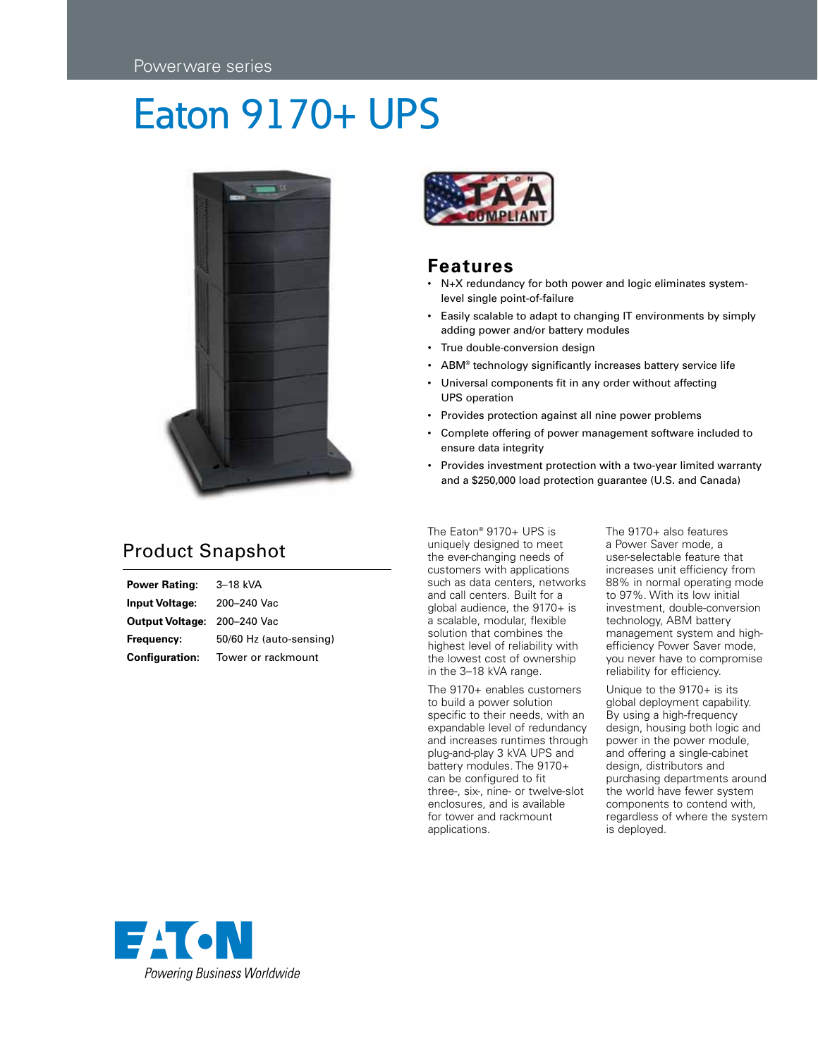Powerware series

# Eaton 9170+ UPS

## Features

- N+X redundancy for both power and logic eliminates system-level single point-of-failure
- Easily scalable to adapt to changing IT environments by simply adding power and/or battery modules
- True double-conversion design
- ABM® technology significantly increases battery service life
- Universal components fit in any order without affecting UPS operation
- Provides protection against all nine power problems
- Complete offering of power management software included to ensure data integrity
- Provides investment protection with a two-year limited warranty and a $250,000 load protection guarantee (U.S. and Canada)

## Product Snapshot

| | |
|---|---|
| **Power Rating:** | 3–18 kVA |
| **Input Voltage:** | 200–240 Vac |
| **Output Voltage:** | 200–240 Vac |
| **Frequency:** | 50/60 Hz (auto-sensing) |
| **Configuration:** | Tower or rackmount |

The Eaton® 9170+ UPS is uniquely designed to meet the ever-changing needs of customers with applications such as data centers, networks and call centers. Built for a global audience, the 9170+ is a scalable, modular, flexible solution that combines the highest level of reliability with the lowest cost of ownership in the 3–18 kVA range.

The 9170+ enables customers to build a power solution specific to their needs, with an expandable level of redundancy and increases runtimes through plug-and-play 3 kVA UPS and battery modules. The 9170+ can be configured to fit three-, six-, nine- or twelve-slot enclosures, and is available for tower and rackmount applications.

The 9170+ also features a Power Saver mode, a user-selectable feature that increases unit efficiency from 88% in normal operating mode to 97%. With its low initial investment, double-conversion technology, ABM battery management system and high-efficiency Power Saver mode, you never have to compromise reliability for efficiency.

Unique to the 9170+ is its global deployment capability. By using a high-frequency design, housing both logic and power in the power module, and offering a single-cabinet design, distributors and purchasing departments around the world have fewer system components to contend with, regardless of where the system is deployed.

EATON

*Powering Business Worldwide*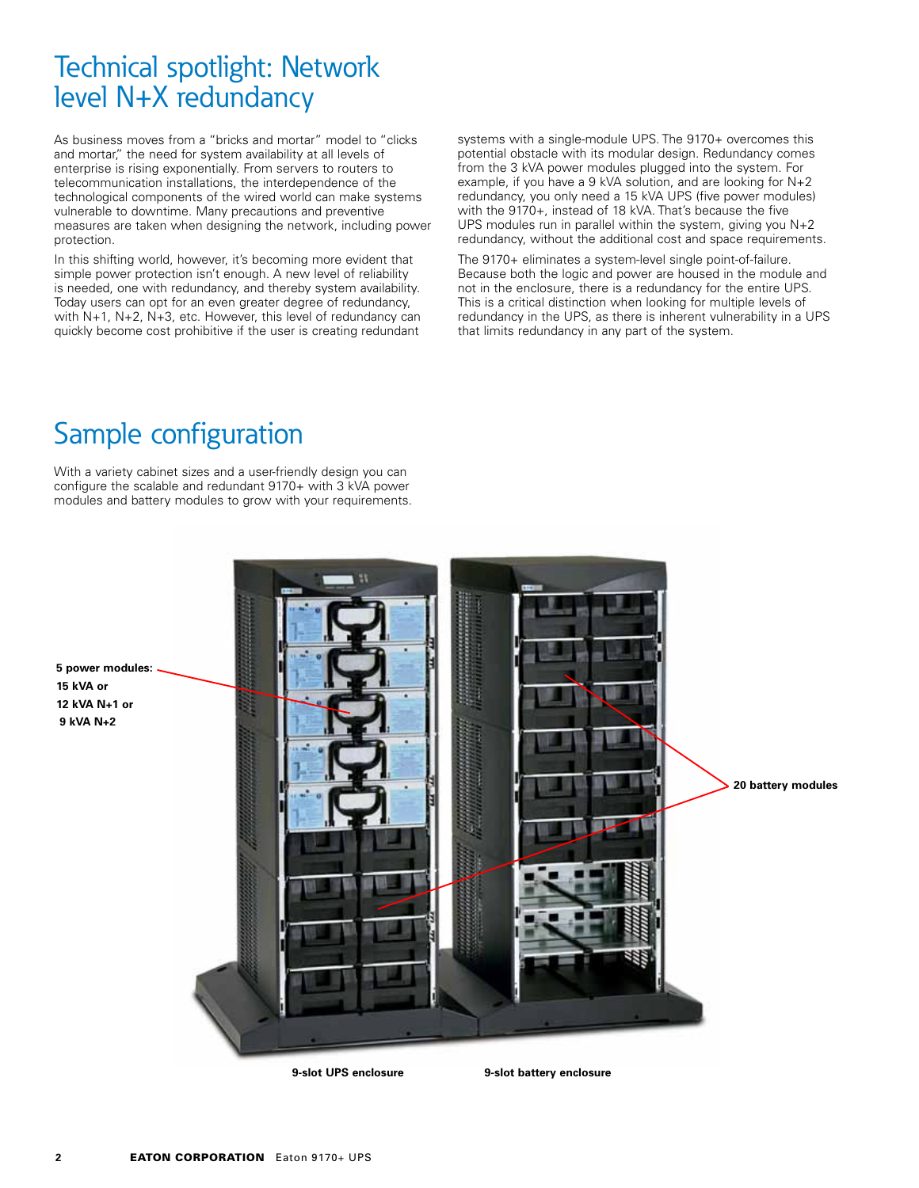# Technical spotlight: Network level N+X redundancy

As business moves from a "bricks and mortar" model to "clicks and mortar," the need for system availability at all levels of enterprise is rising exponentially. From servers to routers to telecommunication installations, the interdependence of the technological components of the wired world can make systems vulnerable to downtime. Many precautions and preventive measures are taken when designing the network, including power protection.

In this shifting world, however, it's becoming more evident that simple power protection isn't enough. A new level of reliability is needed, one with redundancy, and thereby system availability. Today users can opt for an even greater degree of redundancy, with N+1, N+2, N+3, etc. However, this level of redundancy can quickly become cost prohibitive if the user is creating redundant systems with a single-module UPS. The 9170+ overcomes this potential obstacle with its modular design. Redundancy comes from the 3 kVA power modules plugged into the system. For example, if you have a 9 kVA solution, and are looking for N+2 redundancy, you only need a 15 kVA UPS (five power modules) with the 9170+, instead of 18 kVA. That's because the five UPS modules run in parallel within the system, giving you N+2 redundancy, without the additional cost and space requirements.

The 9170+ eliminates a system-level single point-of-failure. Because both the logic and power are housed in the module and not in the enclosure, there is a redundancy for the entire UPS. This is a critical distinction when looking for multiple levels of redundancy in the UPS, as there is inherent vulnerability in a UPS that limits redundancy in any part of the system.

# Sample configuration

With a variety cabinet sizes and a user-friendly design you can configure the scalable and redundant 9170+ with 3 kVA power modules and battery modules to grow with your requirements.

**5 power modules:**
**15 kVA or**
**12 kVA N+1 or**
**9 kVA N+2**

**20 battery modules**

**9-slot UPS enclosure**

**9-slot battery enclosure**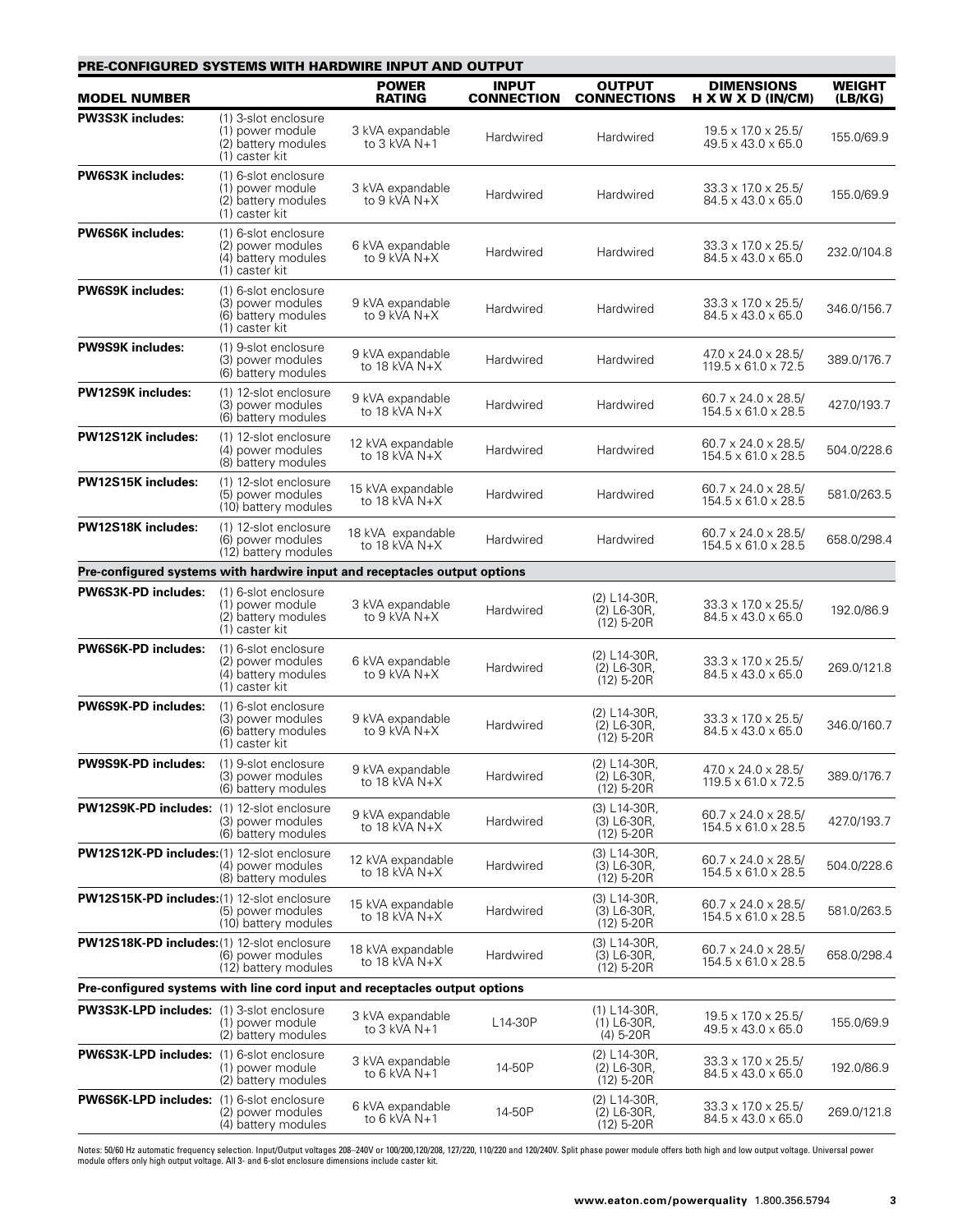## PRE-CONFIGURED SYSTEMS WITH HARDWIRE INPUT AND OUTPUT

| MODEL NUMBER | | POWER RATING | INPUT CONNECTION | OUTPUT CONNECTIONS | DIMENSIONS H X W X D (IN/CM) | WEIGHT (LB/KG) |
|---|---|---|---|---|---|---|
| **PW3S3K includes:** | (1) 3-slot enclosure (1) power module (2) battery modules (1) caster kit | 3 kVA expandable to 3 kVA N+1 | Hardwired | Hardwired | 19.5 x 17.0 x 25.5/ 49.5 x 43.0 x 65.0 | 155.0/69.9 |
| **PW6S3K includes:** | (1) 6-slot enclosure (1) power module (2) battery modules (1) caster kit | 3 kVA expandable to 9 kVA N+X | Hardwired | Hardwired | 33.3 x 17.0 x 25.5/ 84.5 x 43.0 x 65.0 | 155.0/69.9 |
| **PW6S6K includes:** | (1) 6-slot enclosure (2) power modules (4) battery modules (1) caster kit | 6 kVA expandable to 9 kVA N+X | Hardwired | Hardwired | 33.3 x 17.0 x 25.5/ 84.5 x 43.0 x 65.0 | 232.0/104.8 |
| **PW6S9K includes:** | (1) 6-slot enclosure (3) power modules (6) battery modules (1) caster kit | 9 kVA expandable to 9 kVA N+X | Hardwired | Hardwired | 33.3 x 17.0 x 25.5/ 84.5 x 43.0 x 65.0 | 346.0/156.7 |
| **PW9S9K includes:** | (1) 9-slot enclosure (3) power modules (6) battery modules | 9 kVA expandable to 18 kVA N+X | Hardwired | Hardwired | 47.0 x 24.0 x 28.5/ 119.5 x 61.0 x 72.5 | 389.0/176.7 |
| **PW12S9K includes:** | (1) 12-slot enclosure (3) power modules (6) battery modules | 9 kVA expandable to 18 kVA N+X | Hardwired | Hardwired | 60.7 x 24.0 x 28.5/ 154.5 x 61.0 x 28.5 | 427.0/193.7 |
| **PW12S12K includes:** | (1) 12-slot enclosure (4) power modules (8) battery modules | 12 kVA expandable to 18 kVA N+X | Hardwired | Hardwired | 60.7 x 24.0 x 28.5/ 154.5 x 61.0 x 28.5 | 504.0/228.6 |
| **PW12S15K includes:** | (1) 12-slot enclosure (5) power modules (10) battery modules | 15 kVA expandable to 18 kVA N+X | Hardwired | Hardwired | 60.7 x 24.0 x 28.5/ 154.5 x 61.0 x 28.5 | 581.0/263.5 |
| **PW12S18K includes:** | (1) 12-slot enclosure (6) power modules (12) battery modules | 18 kVA expandable to 18 kVA N+X | Hardwired | Hardwired | 60.7 x 24.0 x 28.5/ 154.5 x 61.0 x 28.5 | 658.0/298.4 |
| **Pre-configured systems with hardwire input and receptacles output options** | | | | | | |
| **PW6S3K-PD includes:** | (1) 6-slot enclosure (1) power module (2) battery modules (1) caster kit | 3 kVA expandable to 9 kVA N+X | Hardwired | (2) L14-30R, (2) L6-30R, (12) 5-20R | 33.3 x 17.0 x 25.5/ 84.5 x 43.0 x 65.0 | 192.0/86.9 |
| **PW6S6K-PD includes:** | (1) 6-slot enclosure (2) power modules (4) battery modules (1) caster kit | 6 kVA expandable to 9 kVA N+X | Hardwired | (2) L14-30R, (2) L6-30R, (12) 5-20R | 33.3 x 17.0 x 25.5/ 84.5 x 43.0 x 65.0 | 269.0/121.8 |
| **PW6S9K-PD includes:** | (1) 6-slot enclosure (3) power modules (6) battery modules (1) caster kit | 9 kVA expandable to 9 kVA N+X | Hardwired | (2) L14-30R, (2) L6-30R, (12) 5-20R | 33.3 x 17.0 x 25.5/ 84.5 x 43.0 x 65.0 | 346.0/160.7 |
| **PW9S9K-PD includes:** | (1) 9-slot enclosure (3) power modules (6) battery modules | 9 kVA expandable to 18 kVA N+X | Hardwired | (2) L14-30R, (2) L6-30R, (12) 5-20R | 47.0 x 24.0 x 28.5/ 119.5 x 61.0 x 72.5 | 389.0/176.7 |
| **PW12S9K-PD includes:** | (1) 12-slot enclosure (3) power modules (6) battery modules | 9 kVA expandable to 18 kVA N+X | Hardwired | (3) L14-30R, (3) L6-30R, (12) 5-20R | 60.7 x 24.0 x 28.5/ 154.5 x 61.0 x 28.5 | 427.0/193.7 |
| **PW12S12K-PD includes:** | (1) 12-slot enclosure (4) power modules (8) battery modules | 12 kVA expandable to 18 kVA N+X | Hardwired | (3) L14-30R, (3) L6-30R, (12) 5-20R | 60.7 x 24.0 x 28.5/ 154.5 x 61.0 x 28.5 | 504.0/228.6 |
| **PW12S15K-PD includes:** | (1) 12-slot enclosure (5) power modules (10) battery modules | 15 kVA expandable to 18 kVA N+X | Hardwired | (3) L14-30R, (3) L6-30R, (12) 5-20R | 60.7 x 24.0 x 28.5/ 154.5 x 61.0 x 28.5 | 581.0/263.5 |
| **PW12S18K-PD includes:** | (1) 12-slot enclosure (6) power modules (12) battery modules | 18 kVA expandable to 18 kVA N+X | Hardwired | (3) L14-30R, (3) L6-30R, (12) 5-20R | 60.7 x 24.0 x 28.5/ 154.5 x 61.0 x 28.5 | 658.0/298.4 |
| **Pre-configured systems with line cord input and receptacles output options** | | | | | | |
| **PW3S3K-LPD includes:** | (1) 3-slot enclosure (1) power module (2) battery modules | 3 kVA expandable to 3 kVA N+1 | L14-30P | (1) L14-30R, (1) L6-30R, (4) 5-20R | 19.5 x 17.0 x 25.5/ 49.5 x 43.0 x 65.0 | 155.0/69.9 |
| **PW6S3K-LPD includes:** | (1) 6-slot enclosure (1) power module (2) battery modules | 3 kVA expandable to 6 kVA N+1 | 14-50P | (2) L14-30R, (2) L6-30R, (12) 5-20R | 33.3 x 17.0 x 25.5/ 84.5 x 43.0 x 65.0 | 192.0/86.9 |
| **PW6S6K-LPD includes:** | (1) 6-slot enclosure (2) power modules (4) battery modules | 6 kVA expandable to 6 kVA N+1 | 14-50P | (2) L14-30R, (2) L6-30R, (12) 5-20R | 33.3 x 17.0 x 25.5/ 84.5 x 43.0 x 65.0 | 269.0/121.8 |

Notes: 50/60 Hz automatic frequency selection. Input/Output voltages 208–240V or 100/200,120/208, 127/220, 110/220 and 120/240V. Split phase power module offers both high and low output voltage. Universal power module offers only high output voltage. All 3- and 6-slot enclosure dimensions include caster kit.

www.eaton.com/powerquality 1.800.356.5794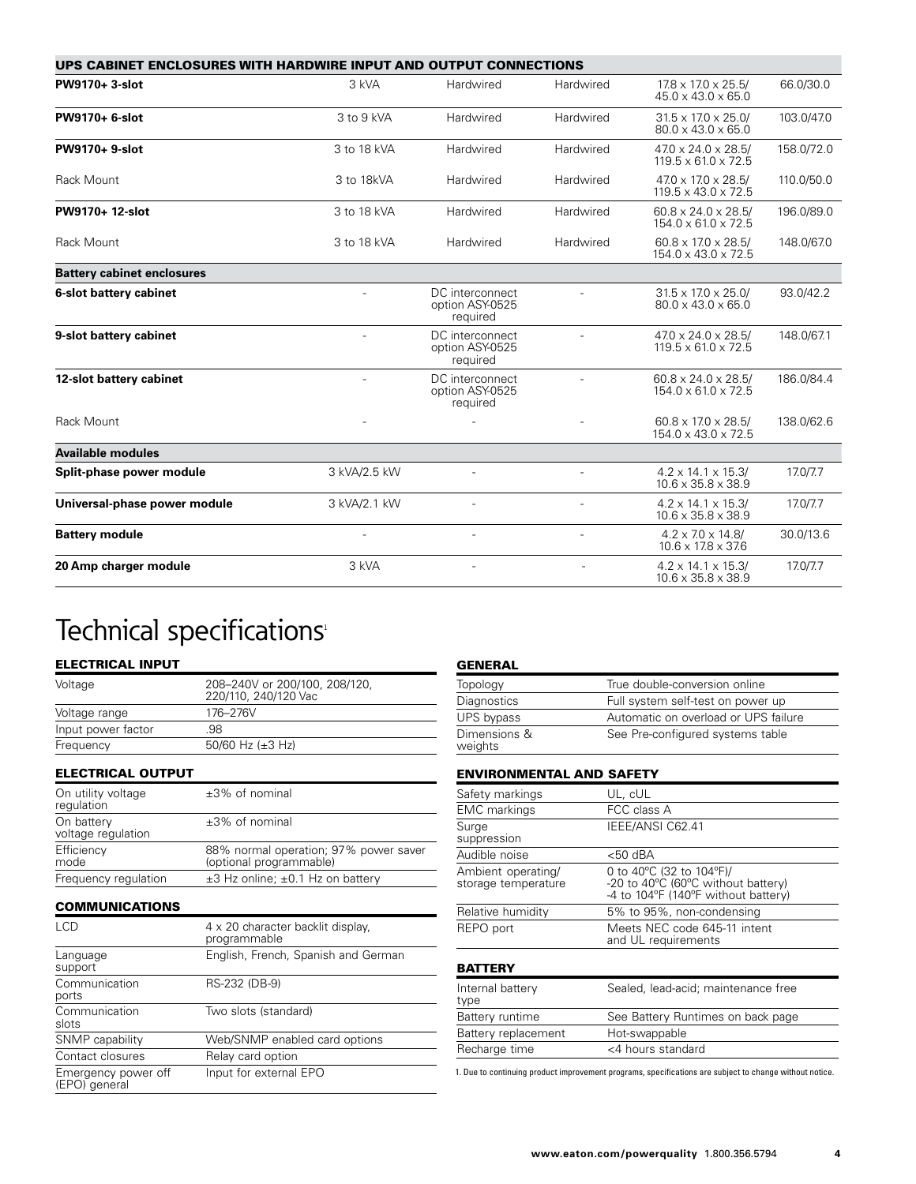| UPS CABINET ENCLOSURES WITH HARDWIRE INPUT AND OUTPUT CONNECTIONS | | | | | |
|---|---|---|---|---|---|
| **PW9170+ 3-slot** | 3 kVA | Hardwired | Hardwired | 17.8 x 17.0 x 25.5/ 45.0 x 43.0 x 65.0 | 66.0/30.0 |
| **PW9170+ 6-slot** | 3 to 9 kVA | Hardwired | Hardwired | 31.5 x 17.0 x 25.0/ 80.0 x 43.0 x 65.0 | 103.0/47.0 |
| **PW9170+ 9-slot** | 3 to 18 kVA | Hardwired | Hardwired | 47.0 x 24.0 x 28.5/ 119.5 x 61.0 x 72.5 | 158.0/72.0 |
| Rack Mount | 3 to 18kVA | Hardwired | Hardwired | 47.0 x 17.0 x 28.5/ 119.5 x 43.0 x 72.5 | 110.0/50.0 |
| **PW9170+ 12-slot** | 3 to 18 kVA | Hardwired | Hardwired | 60.8 x 24.0 x 28.5/ 154.0 x 61.0 x 72.5 | 196.0/89.0 |
| Rack Mount | 3 to 18 kVA | Hardwired | Hardwired | 60.8 x 17.0 x 28.5/ 154.0 x 43.0 x 72.5 | 148.0/67.0 |
| **Battery cabinet enclosures** | | | | | |
| **6-slot battery cabinet** | - | DC interconnect option ASY-0525 required | - | 31.5 x 17.0 x 25.0/ 80.0 x 43.0 x 65.0 | 93.0/42.2 |
| **9-slot battery cabinet** | - | DC interconnect option ASY-0525 required | - | 47.0 x 24.0 x 28.5/ 119.5 x 61.0 x 72.5 | 148.0/67.1 |
| **12-slot battery cabinet** | - | DC interconnect option ASY-0525 required | - | 60.8 x 24.0 x 28.5/ 154.0 x 61.0 x 72.5 | 186.0/84.4 |
| Rack Mount | - | - | - | 60.8 x 17.0 x 28.5/ 154.0 x 43.0 x 72.5 | 138.0/62.6 |
| **Available modules** | | | | | |
| **Split-phase power module** | 3 kVA/2.5 kW | - | - | 4.2 x 14.1 x 15.3/ 10.6 x 35.8 x 38.9 | 17.0/7.7 |
| **Universal-phase power module** | 3 kVA/2.1 kW | - | - | 4.2 x 14.1 x 15.3/ 10.6 x 35.8 x 38.9 | 17.0/7.7 |
| **Battery module** | - | - | - | 4.2 x 7.0 x 14.8/ 10.6 x 17.8 x 37.6 | 30.0/13.6 |
| **20 Amp charger module** | 3 kVA | - | - | 4.2 x 14.1 x 15.3/ 10.6 x 35.8 x 38.9 | 17.0/7.7 |

# Technical specifications[1]

### ELECTRICAL INPUT

| | |
|---|---|
| Voltage | 208–240V or 200/100, 208/120, 220/110, 240/120 Vac |
| Voltage range | 176–276V |
| Input power factor | .98 |
| Frequency | 50/60 Hz (±3 Hz) |

### ELECTRICAL OUTPUT

| | |
|---|---|
| On utility voltage regulation | ±3% of nominal |
| On battery voltage regulation | ±3% of nominal |
| Efficiency mode | 88% normal operation; 97% power saver (optional programmable) |
| Frequency regulation | ±3 Hz online; ±0.1 Hz on battery |

### COMMUNICATIONS

| | |
|---|---|
| LCD | 4 x 20 character backlit display, programmable |
| Language support | English, French, Spanish and German |
| Communication ports | RS-232 (DB-9) |
| Communication slots | Two slots (standard) |
| SNMP capability | Web/SNMP enabled card options |
| Contact closures | Relay card option |
| Emergency power off (EPO) general | Input for external EPO |

### GENERAL

| | |
|---|---|
| Topology | True double-conversion online |
| Diagnostics | Full system self-test on power up |
| UPS bypass | Automatic on overload or UPS failure |
| Dimensions & weights | See Pre-configured systems table |

### ENVIRONMENTAL AND SAFETY

| | |
|---|---|
| Safety markings | UL, cUL |
| EMC markings | FCC class A |
| Surge suppression | IEEE/ANSI C62.41 |
| Audible noise | <50 dBA |
| Ambient operating/ storage temperature | 0 to 40°C (32 to 104°F)/ -20 to 40°C (60°C without battery) -4 to 104°F (140°F without battery) |
| Relative humidity | 5% to 95%, non-condensing |
| REPO port | Meets NEC code 645-11 intent and UL requirements |

### BATTERY

| | |
|---|---|
| Internal battery type | Sealed, lead-acid; maintenance free |
| Battery runtime | See Battery Runtimes on back page |
| Battery replacement | Hot-swappable |
| Recharge time | <4 hours standard |

1. Due to continuing product improvement programs, specifications are subject to change without notice.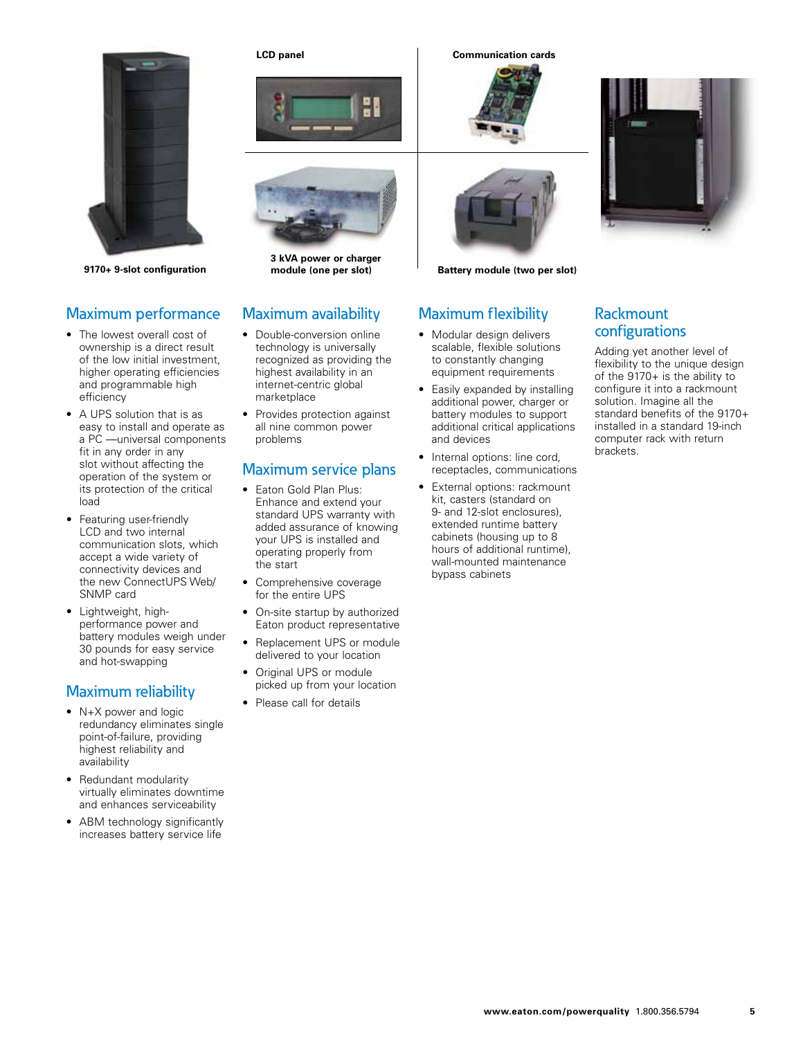9170+ 9-slot configuration

LCD panel

3 kVA power or charger module (one per slot)

Communication cards

Battery module (two per slot)

## Maximum performance

- The lowest overall cost of ownership is a direct result of the low initial investment, higher operating efficiencies and programmable high efficiency
- A UPS solution that is as easy to install and operate as a PC —universal components fit in any order in any slot without affecting the operation of the system or its protection of the critical load
- Featuring user-friendly LCD and two internal communication slots, which accept a wide variety of connectivity devices and the new ConnectUPS Web/SNMP card
- Lightweight, high-performance power and battery modules weigh under 30 pounds for easy service and hot-swapping

## Maximum reliability

- N+X power and logic redundancy eliminates single point-of-failure, providing highest reliability and availability
- Redundant modularity virtually eliminates downtime and enhances serviceability
- ABM technology significantly increases battery service life

## Maximum availability

- Double-conversion online technology is universally recognized as providing the highest availability in an internet-centric global marketplace
- Provides protection against all nine common power problems

## Maximum service plans

- Eaton Gold Plan Plus: Enhance and extend your standard UPS warranty with added assurance of knowing your UPS is installed and operating properly from the start
- Comprehensive coverage for the entire UPS
- On-site startup by authorized Eaton product representative
- Replacement UPS or module delivered to your location
- Original UPS or module picked up from your location
- Please call for details

## Maximum flexibility

- Modular design delivers scalable, flexible solutions to constantly changing equipment requirements
- Easily expanded by installing additional power, charger or battery modules to support additional critical applications and devices
- Internal options: line cord, receptacles, communications
- External options: rackmount kit, casters (standard on 9- and 12-slot enclosures), extended runtime battery cabinets (housing up to 8 hours of additional runtime), wall-mounted maintenance bypass cabinets

## Rackmount configurations

Adding yet another level of flexibility to the unique design of the 9170+ is the ability to configure it into a rackmount solution. Imagine all the standard benefits of the 9170+ installed in a standard 19-inch computer rack with return brackets.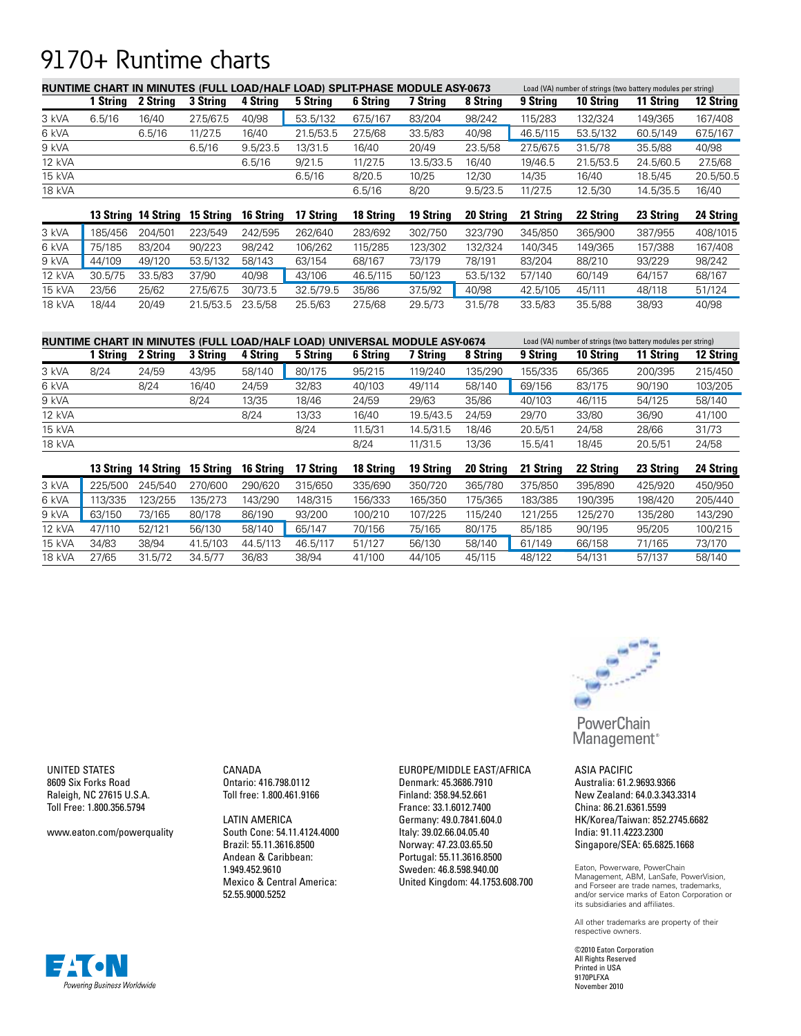# 9170+ Runtime charts

**RUNTIME CHART IN MINUTES (FULL LOAD/HALF LOAD) SPLIT-PHASE MODULE ASY-0673**

Load (VA) number of strings (two battery modules per string)

| | 1 String | 2 String | 3 String | 4 String | 5 String | 6 String | 7 String | 8 String | 9 String | 10 String | 11 String | 12 String |
|---|---|---|---|---|---|---|---|---|---|---|---|---|
| 3 kVA | 6.5/16 | 16/40 | 27.5/67.5 | 40/98 | 53.5/132 | 67.5/167 | 83/204 | 98/242 | 115/283 | 132/324 | 149/365 | 167/408 |
| 6 kVA | | 6.5/16 | 11/27.5 | 16/40 | 21.5/53.5 | 27.5/68 | 33.5/83 | 40/98 | 46.5/115 | 53.5/132 | 60.5/149 | 67.5/167 |
| 9 kVA | | | 6.5/16 | 9.5/23.5 | 13/31.5 | 16/40 | 20/49 | 23.5/58 | 27.5/67.5 | 31.5/78 | 35.5/88 | 40/98 |
| 12 kVA | | | | 6.5/16 | 9/21.5 | 11/27.5 | 13.5/33.5 | 16/40 | 19/46.5 | 21.5/53.5 | 24.5/60.5 | 27.5/68 |
| 15 kVA | | | | | 6.5/16 | 8/20.5 | 10/25 | 12/30 | 14/35 | 16/40 | 18.5/45 | 20.5/50.5 |
| 18 kVA | | | | | | 6.5/16 | 8/20 | 9.5/23.5 | 11/27.5 | 12.5/30 | 14.5/35.5 | 16/40 |

| | 13 String | 14 String | 15 String | 16 String | 17 String | 18 String | 19 String | 20 String | 21 String | 22 String | 23 String | 24 String |
|---|---|---|---|---|---|---|---|---|---|---|---|---|
| 3 kVA | 185/456 | 204/501 | 223/549 | 242/595 | 262/640 | 283/692 | 302/750 | 323/790 | 345/850 | 365/900 | 387/955 | 408/1015 |
| 6 kVA | 75/185 | 83/204 | 90/223 | 98/242 | 106/262 | 115/285 | 123/302 | 132/324 | 140/345 | 149/365 | 157/388 | 167/408 |
| 9 kVA | 44/109 | 49/120 | 53.5/132 | 58/143 | 63/154 | 68/167 | 73/179 | 78/191 | 83/204 | 88/210 | 93/229 | 98/242 |
| 12 kVA | 30.5/75 | 33.5/83 | 37/90 | 40/98 | 43/106 | 46.5/115 | 50/123 | 53.5/132 | 57/140 | 60/149 | 64/157 | 68/167 |
| 15 kVA | 23/56 | 25/62 | 27.5/67.5 | 30/73.5 | 32.5/79.5 | 35/86 | 37.5/92 | 40/98 | 42.5/105 | 45/111 | 48/118 | 51/124 |
| 18 kVA | 18/44 | 20/49 | 21.5/53.5 | 23.5/58 | 25.5/63 | 27.5/68 | 29.5/73 | 31.5/78 | 33.5/83 | 35.5/88 | 38/93 | 40/98 |

**RUNTIME CHART IN MINUTES (FULL LOAD/HALF LOAD) UNIVERSAL MODULE ASY-0674**

Load (VA) number of strings (two battery modules per string)

| | 1 String | 2 String | 3 String | 4 String | 5 String | 6 String | 7 String | 8 String | 9 String | 10 String | 11 String | 12 String |
|---|---|---|---|---|---|---|---|---|---|---|---|---|
| 3 kVA | 8/24 | 24/59 | 43/95 | 58/140 | 80/175 | 95/215 | 119/240 | 135/290 | 155/335 | 65/365 | 200/395 | 215/450 |
| 6 kVA | | 8/24 | 16/40 | 24/59 | 32/83 | 40/103 | 49/114 | 58/140 | 69/156 | 83/175 | 90/190 | 103/205 |
| 9 kVA | | | 8/24 | 13/35 | 18/46 | 24/59 | 29/63 | 35/86 | 40/103 | 46/115 | 54/125 | 58/140 |
| 12 kVA | | | | 8/24 | 13/33 | 16/40 | 19.5/43.5 | 24/59 | 29/70 | 33/80 | 36/90 | 41/100 |
| 15 kVA | | | | | 8/24 | 11.5/31 | 14.5/31.5 | 18/46 | 20.5/51 | 24/58 | 28/66 | 31/73 |
| 18 kVA | | | | | | 8/24 | 11/31.5 | 13/36 | 15.5/41 | 18/45 | 20.5/51 | 24/58 |

| | 13 String | 14 String | 15 String | 16 String | 17 String | 18 String | 19 String | 20 String | 21 String | 22 String | 23 String | 24 String |
|---|---|---|---|---|---|---|---|---|---|---|---|---|
| 3 kVA | 225/500 | 245/540 | 270/600 | 290/620 | 315/650 | 335/690 | 350/720 | 365/780 | 375/850 | 395/890 | 425/920 | 450/950 |
| 6 kVA | 113/335 | 123/255 | 135/273 | 143/290 | 148/315 | 156/333 | 165/350 | 175/365 | 183/385 | 190/395 | 198/420 | 205/440 |
| 9 kVA | 63/150 | 73/165 | 80/178 | 86/190 | 93/200 | 100/210 | 107/225 | 115/240 | 121/255 | 125/270 | 135/280 | 143/290 |
| 12 kVA | 47/110 | 52/121 | 56/130 | 58/140 | 65/147 | 70/156 | 75/165 | 80/175 | 85/185 | 90/195 | 95/205 | 100/215 |
| 15 kVA | 34/83 | 38/94 | 41.5/103 | 44.5/113 | 46.5/117 | 51/127 | 56/130 | 58/140 | 61/149 | 66/158 | 71/165 | 73/170 |
| 18 kVA | 27/65 | 31.5/72 | 34.5/77 | 36/83 | 38/94 | 41/100 | 44/105 | 45/115 | 48/122 | 54/131 | 57/137 | 58/140 |

PowerChain Management®

UNITED STATES
8609 Six Forks Road
Raleigh, NC 27615 U.S.A.
Toll Free: 1.800.356.5794

www.eaton.com/powerquality

CANADA
Ontario: 416.798.0112
Toll free: 1.800.461.9166

LATIN AMERICA
South Cone: 54.11.4124.4000
Brazil: 55.11.3616.8500
Andean & Caribbean: 1.949.452.9610
Mexico & Central America: 52.55.9000.5252

EUROPE/MIDDLE EAST/AFRICA
Denmark: 45.3686.7910
Finland: 358.94.52.661
France: 33.1.6012.7400
Germany: 49.0.7841.604.0
Italy: 39.02.66.04.05.40
Norway: 47.23.03.65.50
Portugal: 55.11.3616.8500
Sweden: 46.8.598.940.00
United Kingdom: 44.1753.608.700

ASIA PACIFIC
Australia: 61.2.9693.9366
New Zealand: 64.0.3.343.3314
China: 86.21.6361.5599
HK/Korea/Taiwan: 852.2745.6682
India: 91.11.4223.2300
Singapore/SEA: 65.6825.1668

Eaton, Powerware, PowerChain Management, ABM, LanSafe, PowerVision, and Forseer are trade names, trademarks, and/or service marks of Eaton Corporation or its subsidiaries and affiliates.

All other trademarks are property of their respective owners.

©2010 Eaton Corporation
All Rights Reserved
Printed in USA
9170PLFXA
November 2010

EATON
Powering Business Worldwide